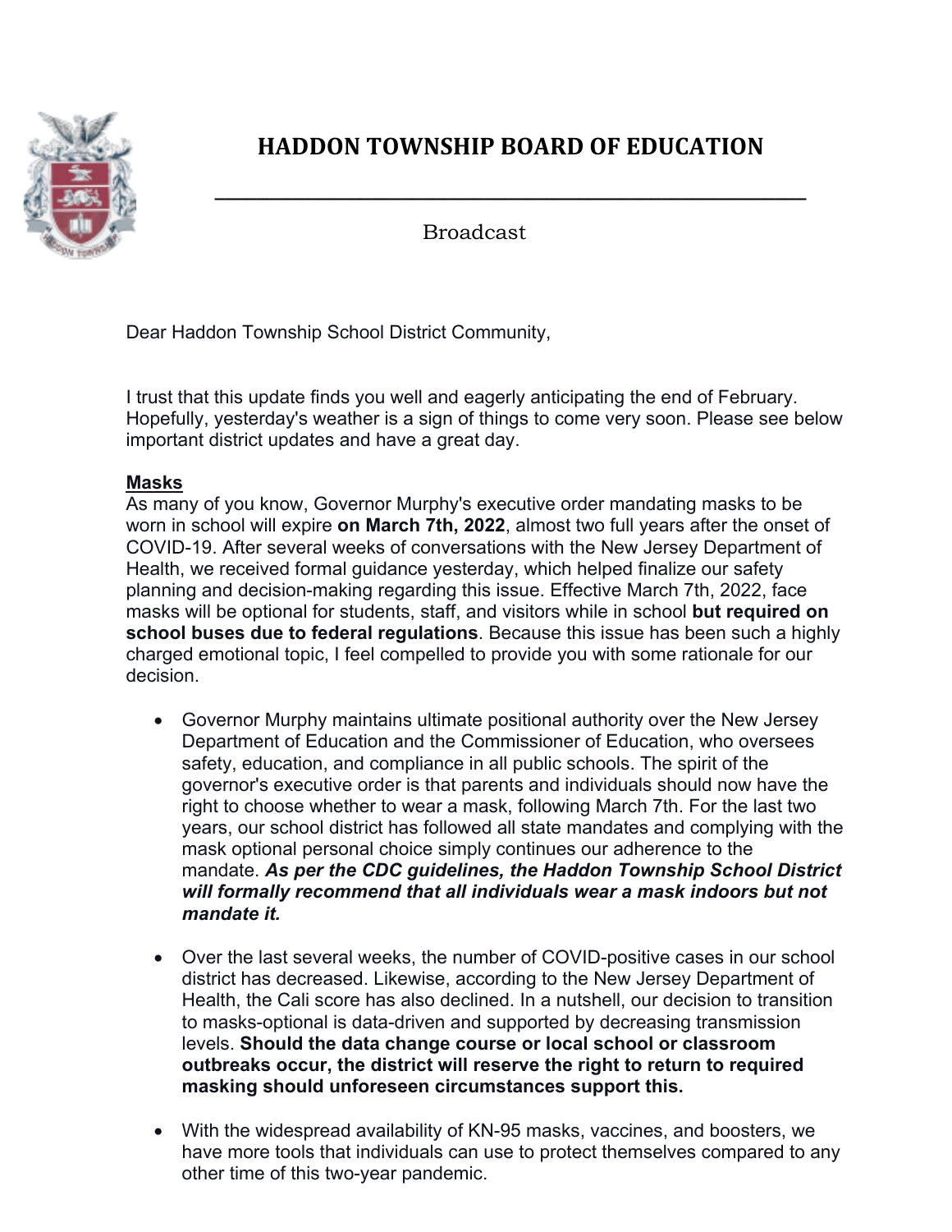# HADDON TOWNSHIP BOARD OF EDUCATION

Broadcast

Dear Haddon Township School District Community,

I trust that this update finds you well and eagerly anticipating the end of February. Hopefully, yesterday's weather is a sign of things to come very soon. Please see below important district updates and have a great day.

**Masks**

As many of you know, Governor Murphy's executive order mandating masks to be worn in school will expire **on March 7th, 2022**, almost two full years after the onset of COVID-19. After several weeks of conversations with the New Jersey Department of Health, we received formal guidance yesterday, which helped finalize our safety planning and decision-making regarding this issue. Effective March 7th, 2022, face masks will be optional for students, staff, and visitors while in school **but required on school buses due to federal regulations**. Because this issue has been such a highly charged emotional topic, I feel compelled to provide you with some rationale for our decision.

- Governor Murphy maintains ultimate positional authority over the New Jersey Department of Education and the Commissioner of Education, who oversees safety, education, and compliance in all public schools. The spirit of the governor's executive order is that parents and individuals should now have the right to choose whether to wear a mask, following March 7th. For the last two years, our school district has followed all state mandates and complying with the mask optional personal choice simply continues our adherence to the mandate. ***As per the CDC guidelines, the Haddon Township School District will formally recommend that all individuals wear a mask indoors but not mandate it.***

- Over the last several weeks, the number of COVID-positive cases in our school district has decreased. Likewise, according to the New Jersey Department of Health, the Cali score has also declined. In a nutshell, our decision to transition to masks-optional is data-driven and supported by decreasing transmission levels. **Should the data change course or local school or classroom outbreaks occur, the district will reserve the right to return to required masking should unforeseen circumstances support this.**

- With the widespread availability of KN-95 masks, vaccines, and boosters, we have more tools that individuals can use to protect themselves compared to any other time of this two-year pandemic.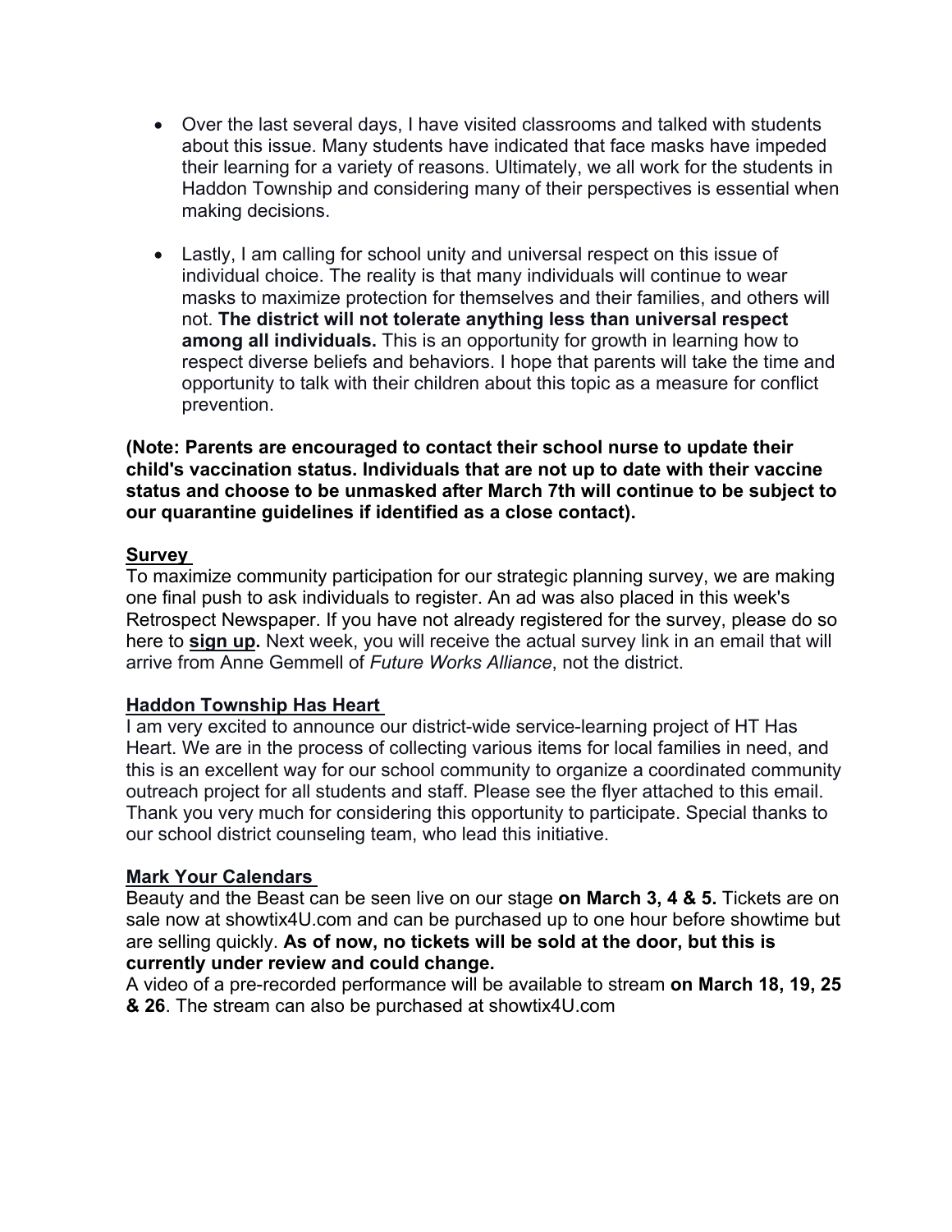- Over the last several days, I have visited classrooms and talked with students about this issue. Many students have indicated that face masks have impeded their learning for a variety of reasons. Ultimately, we all work for the students in Haddon Township and considering many of their perspectives is essential when making decisions.

- Lastly, I am calling for school unity and universal respect on this issue of individual choice. The reality is that many individuals will continue to wear masks to maximize protection for themselves and their families, and others will not. **The district will not tolerate anything less than universal respect among all individuals.** This is an opportunity for growth in learning how to respect diverse beliefs and behaviors. I hope that parents will take the time and opportunity to talk with their children about this topic as a measure for conflict prevention.

**(Note: Parents are encouraged to contact their school nurse to update their child's vaccination status. Individuals that are not up to date with their vaccine status and choose to be unmasked after March 7th will continue to be subject to our quarantine guidelines if identified as a close contact).**

**Survey**

To maximize community participation for our strategic planning survey, we are making one final push to ask individuals to register. An ad was also placed in this week's Retrospect Newspaper. If you have not already registered for the survey, please do so here to **sign up.** Next week, you will receive the actual survey link in an email that will arrive from Anne Gemmell of *Future Works Alliance*, not the district.

**Haddon Township Has Heart**

I am very excited to announce our district-wide service-learning project of HT Has Heart. We are in the process of collecting various items for local families in need, and this is an excellent way for our school community to organize a coordinated community outreach project for all students and staff. Please see the flyer attached to this email. Thank you very much for considering this opportunity to participate. Special thanks to our school district counseling team, who lead this initiative.

**Mark Your Calendars**

Beauty and the Beast can be seen live on our stage **on March 3, 4 & 5.** Tickets are on sale now at showtix4U.com and can be purchased up to one hour before showtime but are selling quickly. **As of now, no tickets will be sold at the door, but this is currently under review and could change.**

A video of a pre-recorded performance will be available to stream **on March 18, 19, 25 & 26**. The stream can also be purchased at showtix4U.com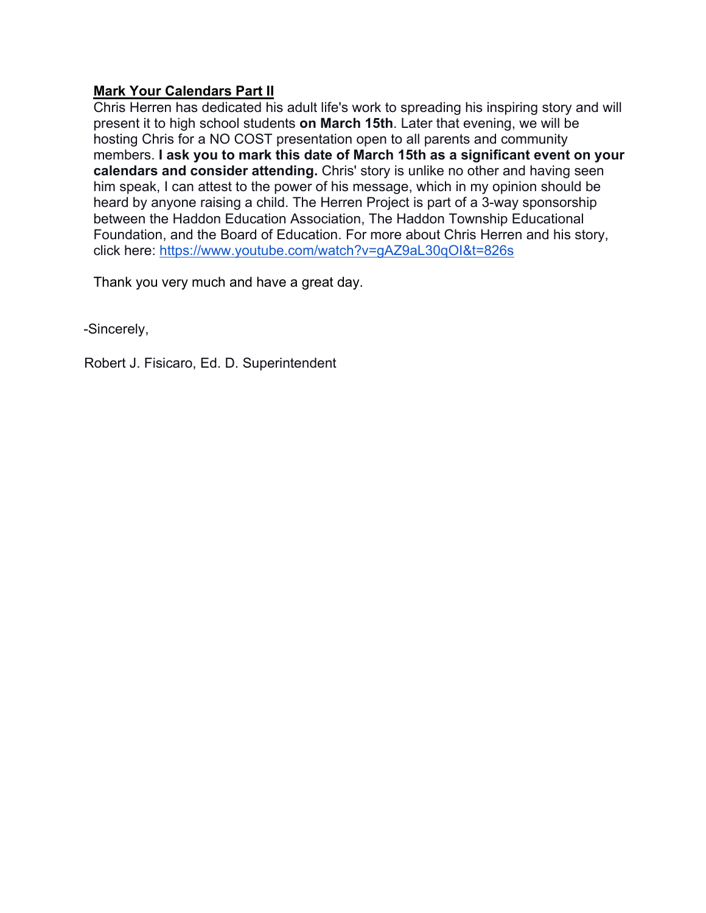**<u>Mark Your Calendars Part II</u>**

Chris Herren has dedicated his adult life's work to spreading his inspiring story and will present it to high school students **on March 15th**. Later that evening, we will be hosting Chris for a NO COST presentation open to all parents and community members. **I ask you to mark this date of March 15th as a significant event on your calendars and consider attending.** Chris' story is unlike no other and having seen him speak, I can attest to the power of his message, which in my opinion should be heard by anyone raising a child. The Herren Project is part of a 3-way sponsorship between the Haddon Education Association, The Haddon Township Educational Foundation, and the Board of Education. For more about Chris Herren and his story, click here: [https://www.youtube.com/watch?v=gAZ9aL30qOI&t=826s](https://www.youtube.com/watch?v=gAZ9aL30qOI&t=826s)

Thank you very much and have a great day.

-Sincerely,

Robert J. Fisicaro, Ed. D. Superintendent